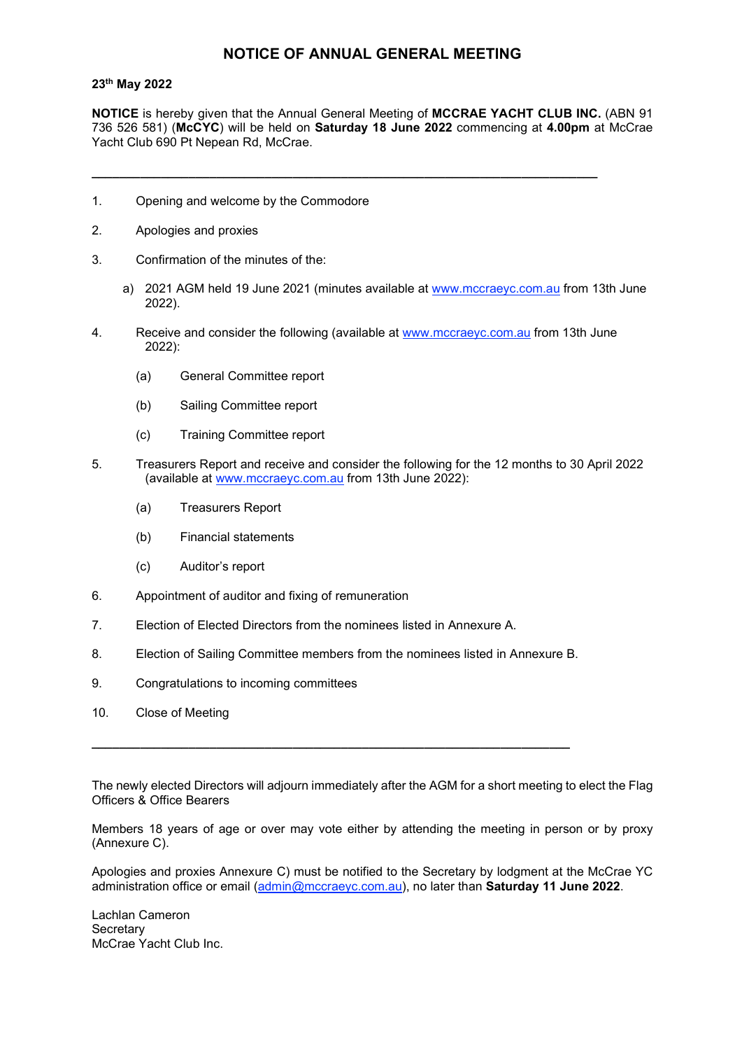# NOTICE OF ANNUAL GENERAL MEETING

**23th May 2022**

**NOTICE** is hereby given that the Annual General Meeting of **MCCRAE YACHT CLUB INC.** (ABN 91 736 526 581) (**McCYC**) will be held on **Saturday 18 June 2022** commencing at **4.00pm** at McCrae Yacht Club 690 Pt Nepean Rd, McCrae.

---

1. Opening and welcome by the Commodore
2. Apologies and proxies
3. Confirmation of the minutes of the:
   a) 2021 AGM held 19 June 2021 (minutes available at www.mccraeyc.com.au from 13th June 2022).
4. Receive and consider the following (available at www.mccraeyc.com.au from 13th June 2022):
   (a) General Committee report
   (b) Sailing Committee report
   (c) Training Committee report
5. Treasurers Report and receive and consider the following for the 12 months to 30 April 2022 (available at www.mccraeyc.com.au from 13th June 2022):
   (a) Treasurers Report
   (b) Financial statements
   (c) Auditor's report
6. Appointment of auditor and fixing of remuneration
7. Election of Elected Directors from the nominees listed in Annexure A.
8. Election of Sailing Committee members from the nominees listed in Annexure B.
9. Congratulations to incoming committees
10. Close of Meeting

---

The newly elected Directors will adjourn immediately after the AGM for a short meeting to elect the Flag Officers & Office Bearers

Members 18 years of age or over may vote either by attending the meeting in person or by proxy (Annexure C).

Apologies and proxies Annexure C) must be notified to the Secretary by lodgment at the McCrae YC administration office or email (admin@mccraeyc.com.au), no later than **Saturday 11 June 2022**.

Lachlan Cameron
Secretary
McCrae Yacht Club Inc.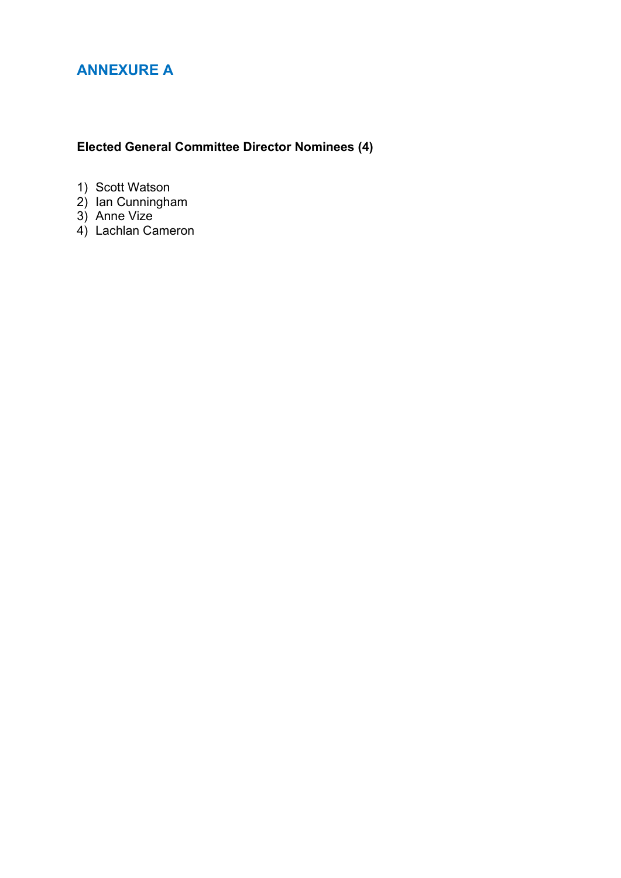## ANNEXURE A

**Elected General Committee Director Nominees (4)**

1) Scott Watson
2) Ian Cunningham
3) Anne Vize
4) Lachlan Cameron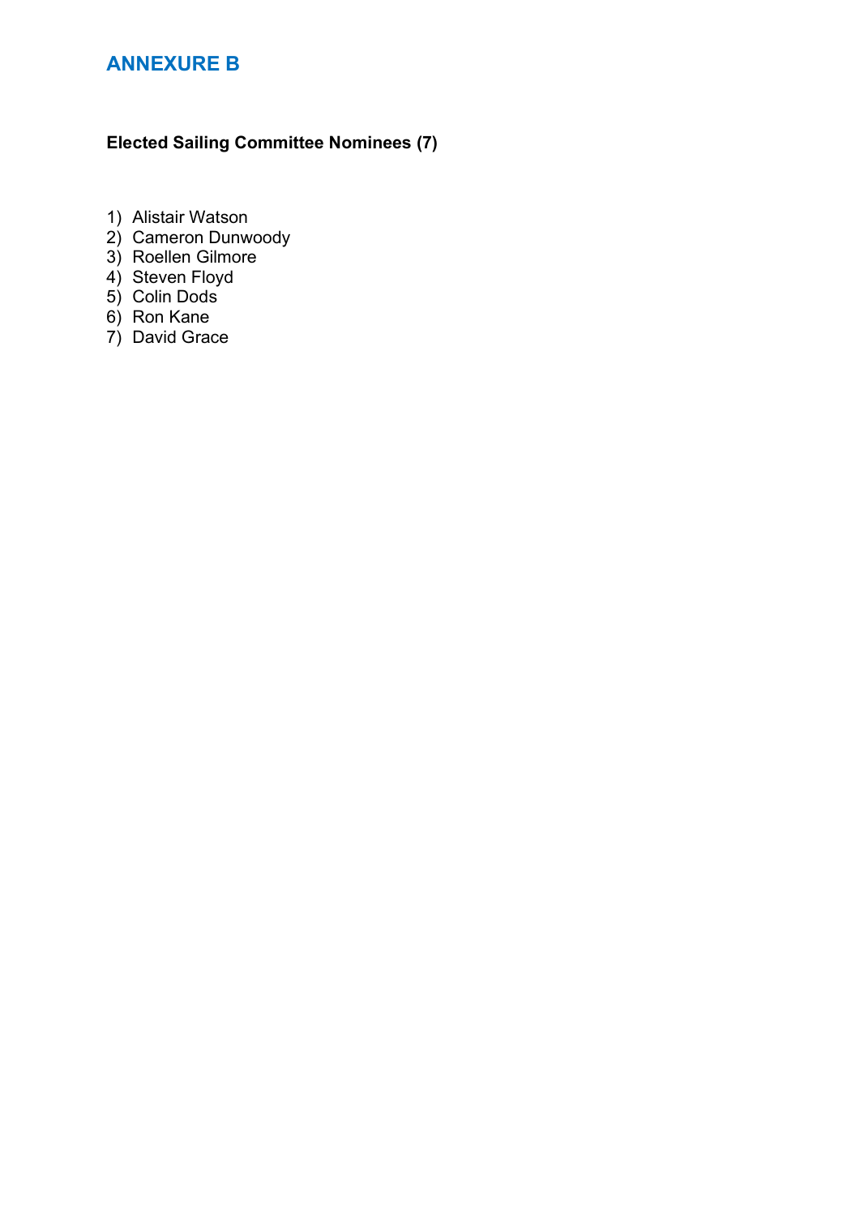# ANNEXURE B

**Elected Sailing Committee Nominees (7)**

1) Alistair Watson
2) Cameron Dunwoody
3) Roellen Gilmore
4) Steven Floyd
5) Colin Dods
6) Ron Kane
7) David Grace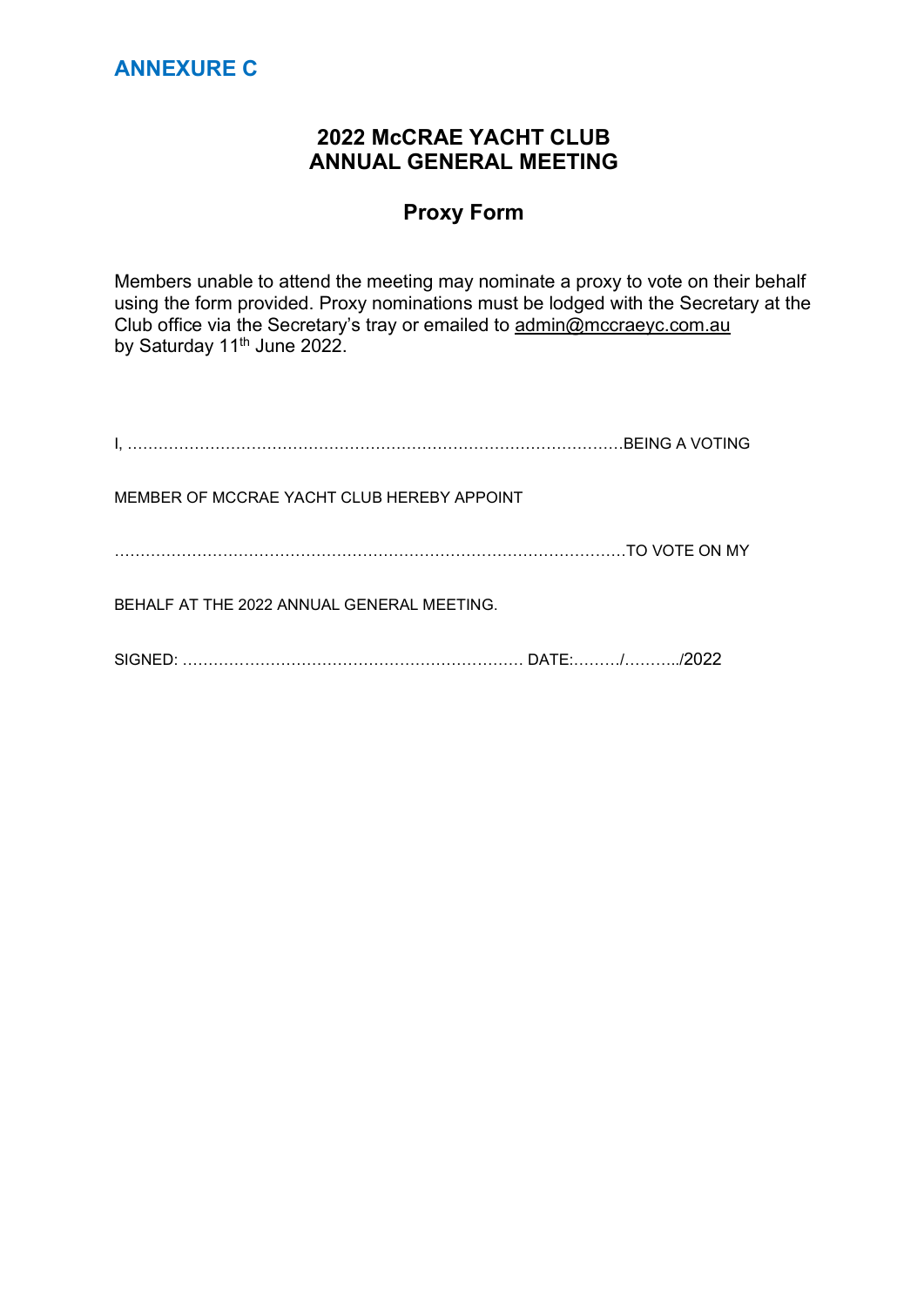## ANNEXURE C

# 2022 McCRAE YACHT CLUB
# ANNUAL GENERAL MEETING

## Proxy Form

Members unable to attend the meeting may nominate a proxy to vote on their behalf using the form provided. Proxy nominations must be lodged with the Secretary at the Club office via the Secretary's tray or emailed to admin@mccraeyc.com.au by Saturday 11th June 2022.

I, …………………………………………………………………………………….BEING A VOTING

MEMBER OF MCCRAE YACHT CLUB HEREBY APPOINT

……………………………………………………………………………………….TO VOTE ON MY

BEHALF AT THE 2022 ANNUAL GENERAL MEETING.

SIGNED: ………………………………………………………… DATE:………/………../2022